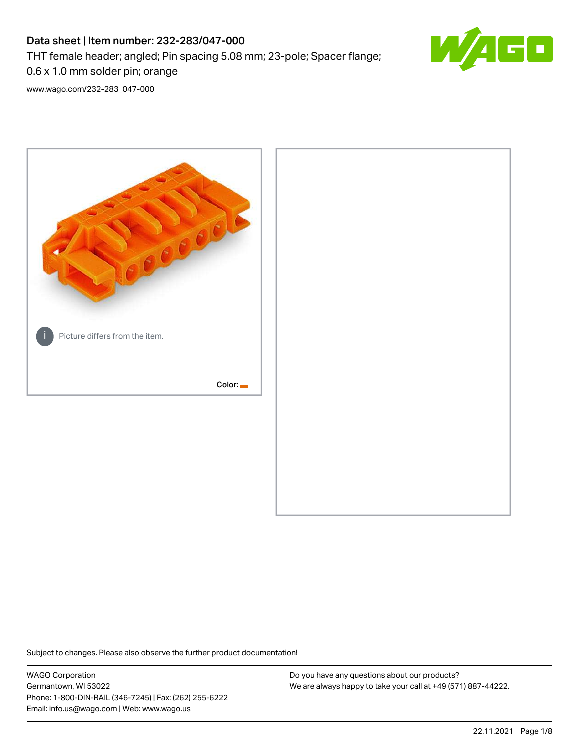# Data sheet | Item number: 232-283/047-000

THT female header; angled; Pin spacing 5.08 mm; 23-pole; Spacer flange; 0.6 x 1.0 mm solder pin; orange

www.wago.com/232-283_047-000

Picture differs from the item.

Color:

Subject to changes. Please also observe the further product documentation!

WAGO Corporation
Germantown, WI 53022
Phone: 1-800-DIN-RAIL (346-7245) | Fax: (262) 255-6222
Email: info.us@wago.com | Web: www.wago.us

Do you have any questions about our products?
We are always happy to take your call at +49 (571) 887-44222.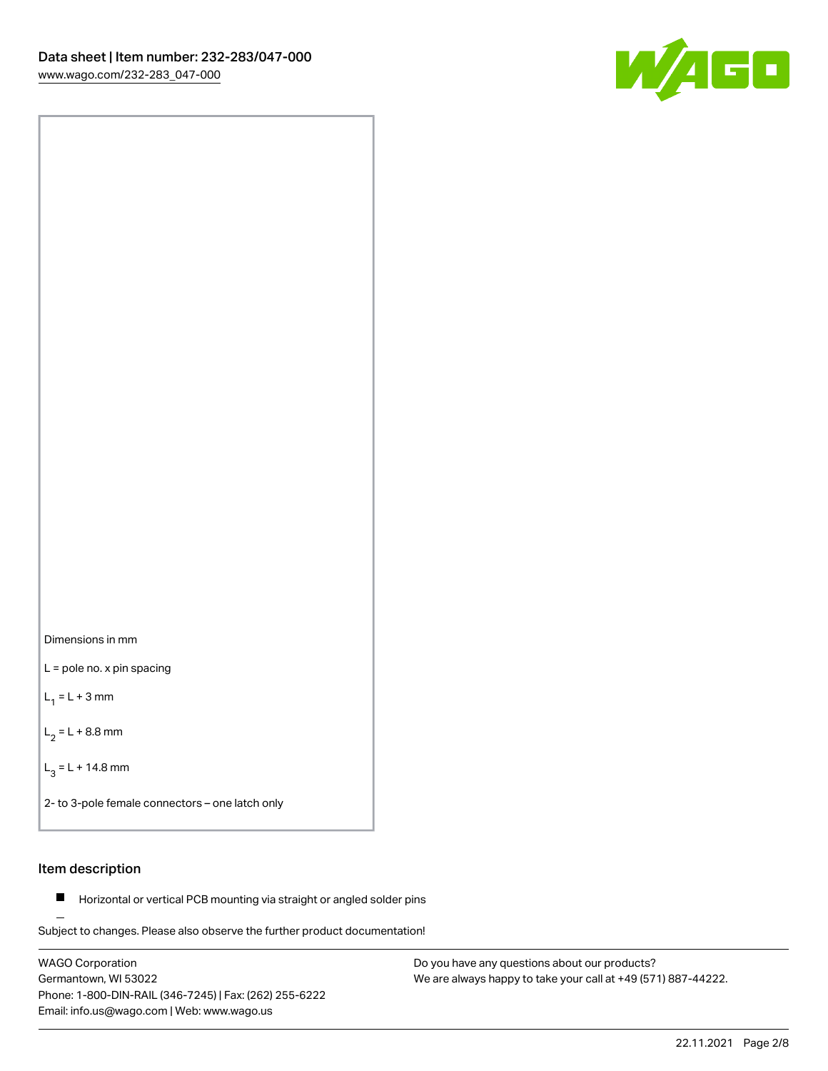Dimensions in mm

L = pole no. x pin spacing

$L_1$ = L + 3 mm

$L_2$ = L + 8.8 mm

$L_3$ = L + 14.8 mm

2- to 3-pole female connectors – one latch only

## Item description

- Horizontal or vertical PCB mounting via straight or angled solder pins

Subject to changes. Please also observe the further product documentation!

WAGO Corporation
Germantown, WI 53022
Phone: 1-800-DIN-RAIL (346-7245) | Fax: (262) 255-6222
Email: info.us@wago.com | Web: www.wago.us

Do you have any questions about our products?
We are always happy to take your call at +49 (571) 887-44222.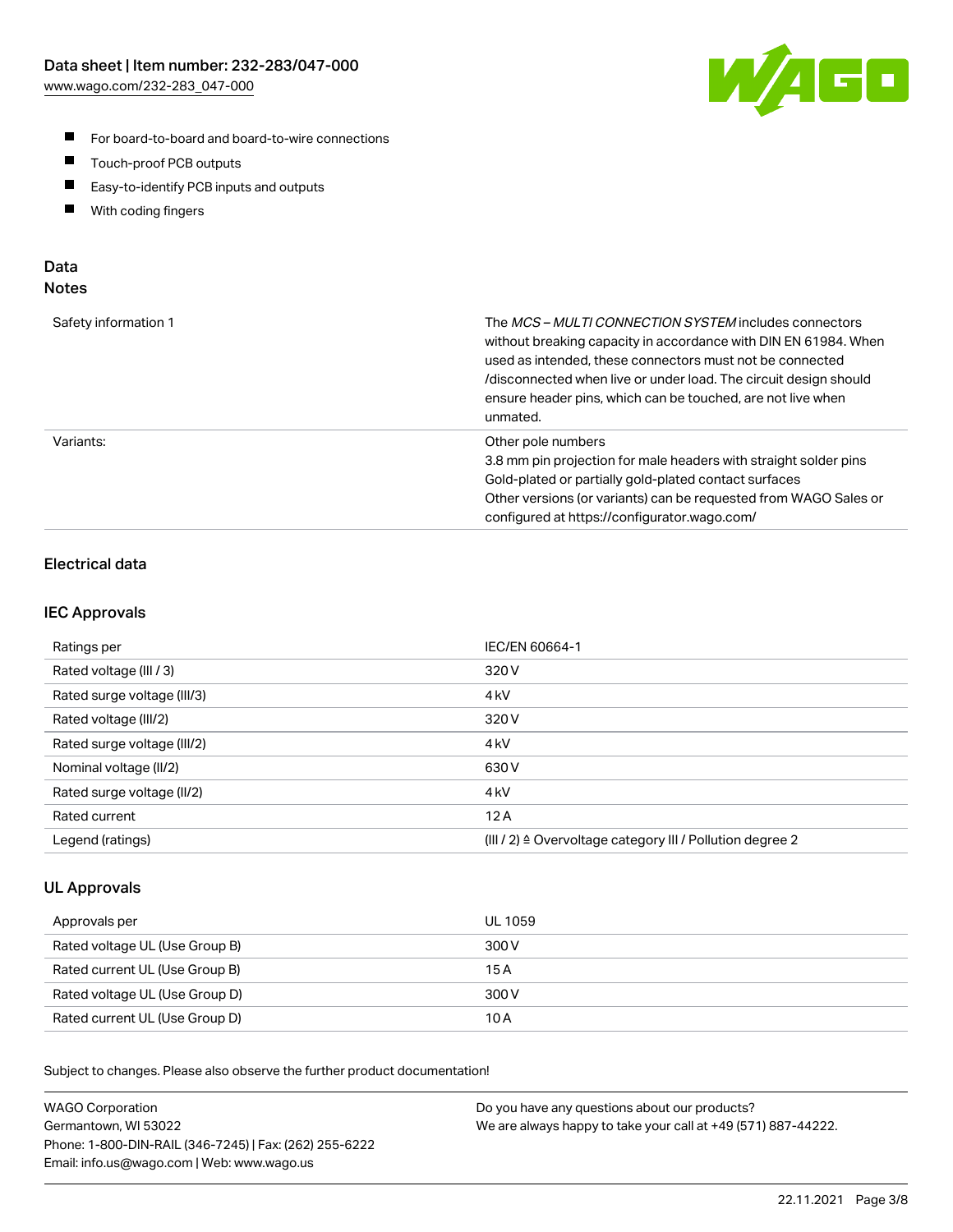- For board-to-board and board-to-wire connections
- Touch-proof PCB outputs
- Easy-to-identify PCB inputs and outputs
- With coding fingers

## Data
### Notes

| | |
|---|---|
| Safety information 1 | The *MCS – MULTI CONNECTION SYSTEM* includes connectors without breaking capacity in accordance with DIN EN 61984. When used as intended, these connectors must not be connected /disconnected when live or under load. The circuit design should ensure header pins, which can be touched, are not live when unmated. |
| Variants: | Other pole numbers<br>3.8 mm pin projection for male headers with straight solder pins<br>Gold-plated or partially gold-plated contact surfaces<br>Other versions (or variants) can be requested from WAGO Sales or configured at https://configurator.wago.com/ |

### Electrical data

### IEC Approvals

| | |
|---|---|
| Ratings per | IEC/EN 60664-1 |
| Rated voltage (III / 3) | 320 V |
| Rated surge voltage (III/3) | 4 kV |
| Rated voltage (III/2) | 320 V |
| Rated surge voltage (III/2) | 4 kV |
| Nominal voltage (II/2) | 630 V |
| Rated surge voltage (II/2) | 4 kV |
| Rated current | 12 A |
| Legend (ratings) | (III / 2) ≙ Overvoltage category III / Pollution degree 2 |

### UL Approvals

| | |
|---|---|
| Approvals per | UL 1059 |
| Rated voltage UL (Use Group B) | 300 V |
| Rated current UL (Use Group B) | 15 A |
| Rated voltage UL (Use Group D) | 300 V |
| Rated current UL (Use Group D) | 10 A |

Subject to changes. Please also observe the further product documentation!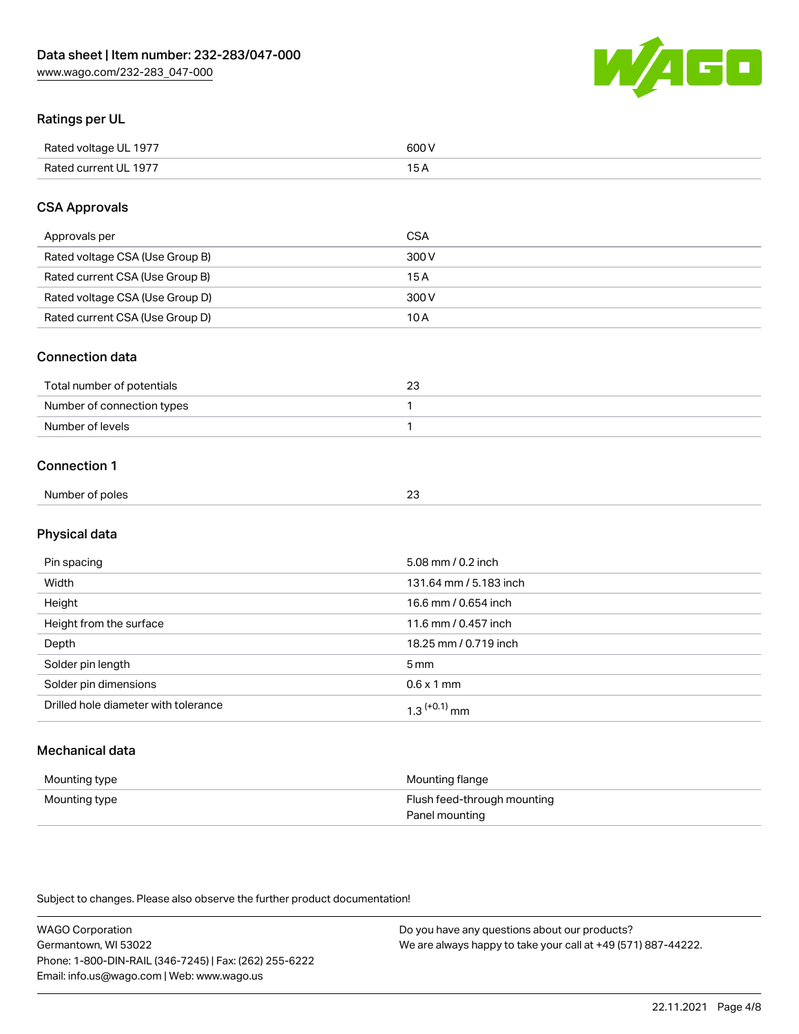## Ratings per UL

| | |
|---|---|
| Rated voltage UL 1977 | 600 V |
| Rated current UL 1977 | 15 A |

## CSA Approvals

| | |
|---|---|
| Approvals per | CSA |
| Rated voltage CSA (Use Group B) | 300 V |
| Rated current CSA (Use Group B) | 15 A |
| Rated voltage CSA (Use Group D) | 300 V |
| Rated current CSA (Use Group D) | 10 A |

## Connection data

| | |
|---|---|
| Total number of potentials | 23 |
| Number of connection types | 1 |
| Number of levels | 1 |

## Connection 1

| | |
|---|---|
| Number of poles | 23 |

## Physical data

| | |
|---|---|
| Pin spacing | 5.08 mm / 0.2 inch |
| Width | 131.64 mm / 5.183 inch |
| Height | 16.6 mm / 0.654 inch |
| Height from the surface | 11.6 mm / 0.457 inch |
| Depth | 18.25 mm / 0.719 inch |
| Solder pin length | 5 mm |
| Solder pin dimensions | 0.6 x 1 mm |
| Drilled hole diameter with tolerance | $1.3^{(+0.1)}$ mm |

## Mechanical data

| | |
|---|---|
| Mounting type | Mounting flange |
| Mounting type | Flush feed-through mounting<br>Panel mounting |

Subject to changes. Please also observe the further product documentation!

WAGO Corporation
Germantown, WI 53022
Phone: 1-800-DIN-RAIL (346-7245) | Fax: (262) 255-6222
Email: info.us@wago.com | Web: www.wago.us

Do you have any questions about our products?
We are always happy to take your call at +49 (571) 887-44222.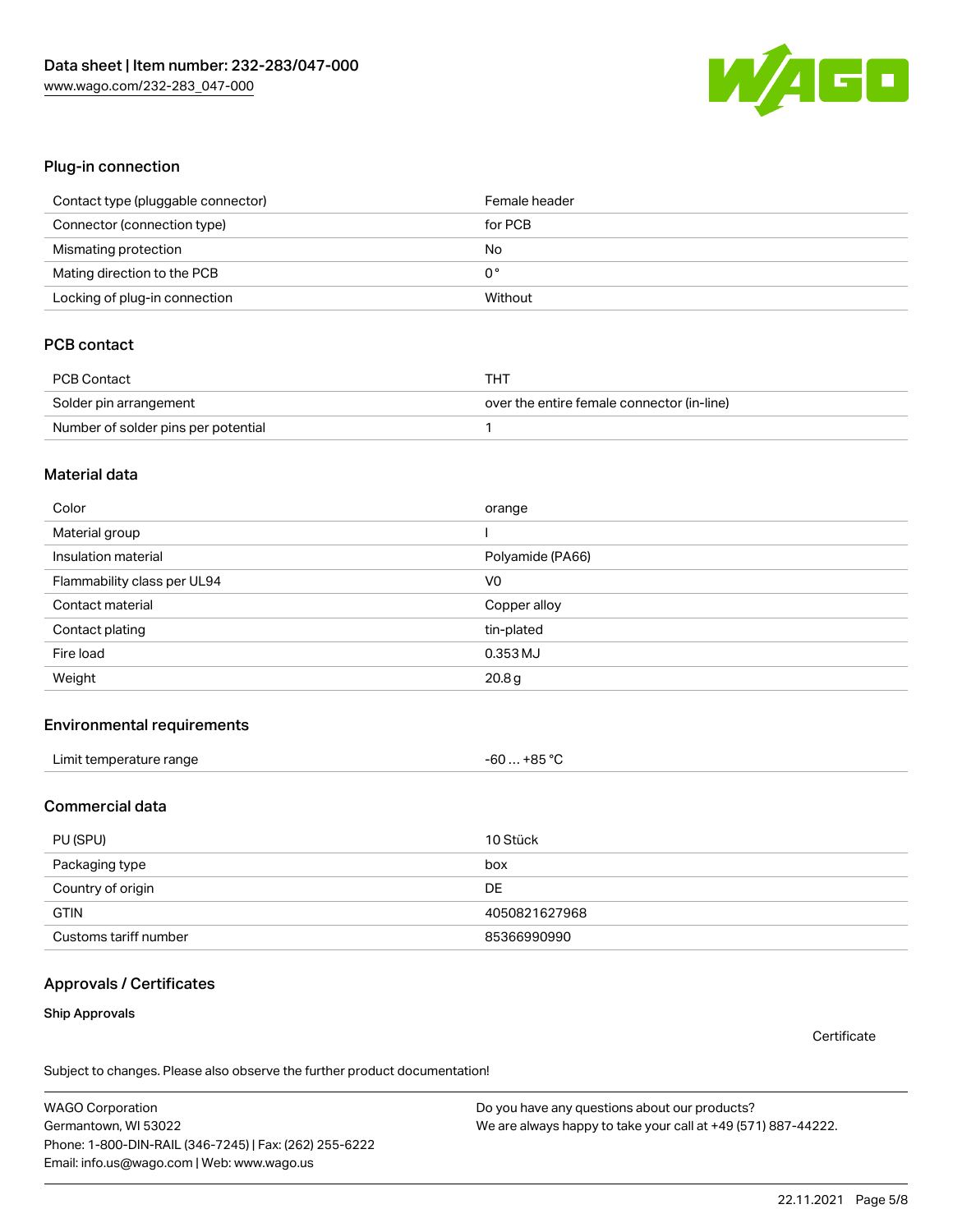## Plug-in connection

| | |
|---|---|
| Contact type (pluggable connector) | Female header |
| Connector (connection type) | for PCB |
| Mismating protection | No |
| Mating direction to the PCB | 0 ° |
| Locking of plug-in connection | Without |

## PCB contact

| | |
|---|---|
| PCB Contact | THT |
| Solder pin arrangement | over the entire female connector (in-line) |
| Number of solder pins per potential | 1 |

## Material data

| | |
|---|---|
| Color | orange |
| Material group | I |
| Insulation material | Polyamide (PA66) |
| Flammability class per UL94 | V0 |
| Contact material | Copper alloy |
| Contact plating | tin-plated |
| Fire load | 0.353 MJ |
| Weight | 20.8 g |

## Environmental requirements

| | |
|---|---|
| Limit temperature range | -60 … +85 °C |

## Commercial data

| | |
|---|---|
| PU (SPU) | 10 Stück |
| Packaging type | box |
| Country of origin | DE |
| GTIN | 4050821627968 |
| Customs tariff number | 85366990990 |

## Approvals / Certificates

### Ship Approvals

Certificate

Subject to changes. Please also observe the further product documentation!

WAGO Corporation
Germantown, WI 53022
Phone: 1-800-DIN-RAIL (346-7245) | Fax: (262) 255-6222
Email: info.us@wago.com | Web: www.wago.us

Do you have any questions about our products?
We are always happy to take your call at +49 (571) 887-44222.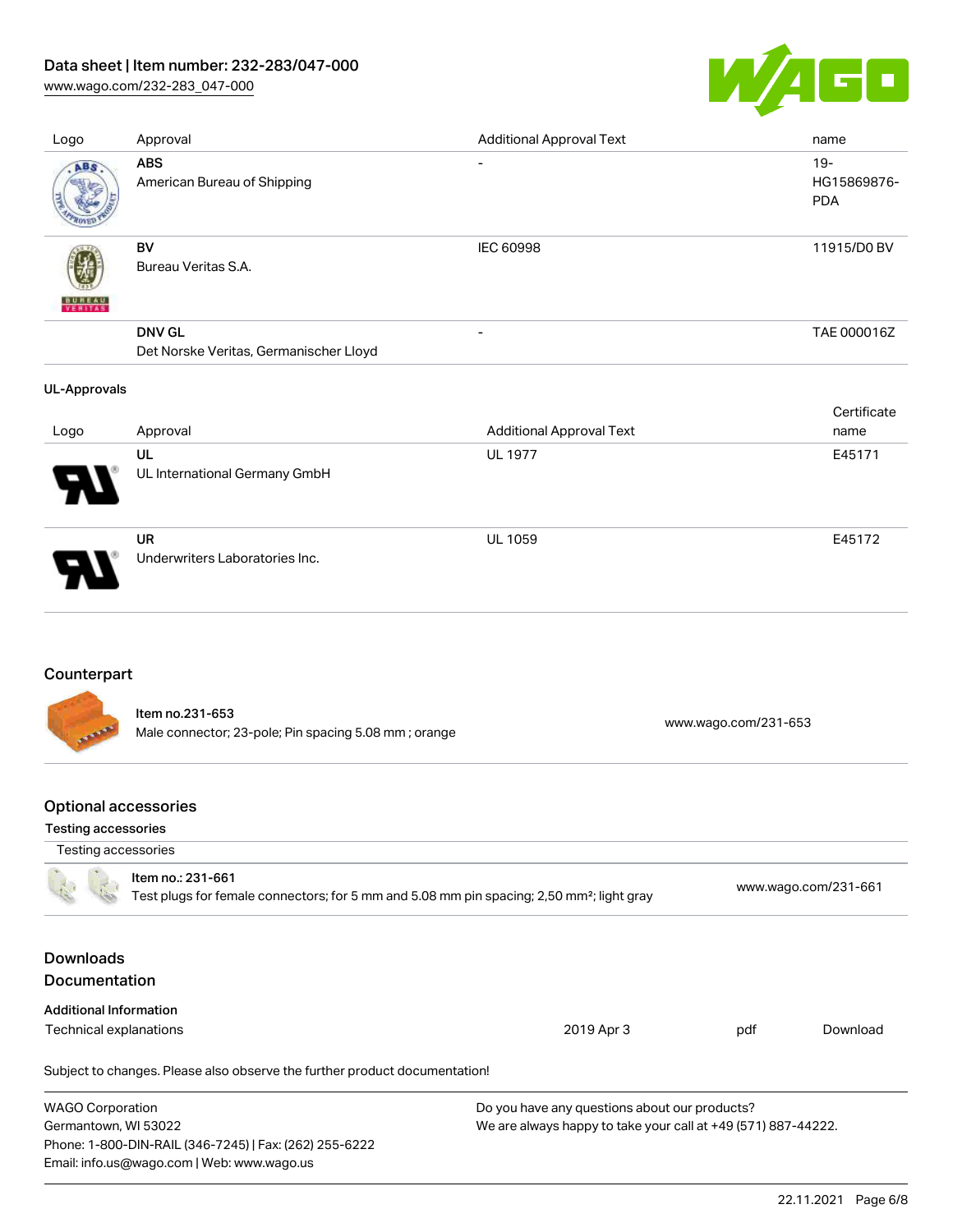| Logo | Approval | Additional Approval Text | name |
| --- | --- | --- | --- |
| | **ABS**<br>American Bureau of Shipping | - | 19-HG15869876-PDA |
| | **BV**<br>Bureau Veritas S.A. | IEC 60998 | 11915/D0 BV |
| | **DNV GL**<br>Det Norske Veritas, Germanischer Lloyd | - | TAE 000016Z |

**UL-Approvals**

| Logo | Approval | Additional Approval Text | Certificate name |
| --- | --- | --- | --- |
| | **UL**<br>UL International Germany GmbH | UL 1977 | E45171 |
| | **UR**<br>Underwriters Laboratories Inc. | UL 1059 | E45172 |

## Counterpart

| Item | Link |
| --- | --- |
| Item no.231-653<br>Male connector; 23-pole; Pin spacing 5.08 mm ; orange | www.wago.com/231-653 |

## Optional accessories

**Testing accessories**

| Testing accessories | |
| --- | --- |
| Item no.: 231-661<br>Test plugs for female connectors; for 5 mm and 5.08 mm pin spacing; 2,50 mm²; light gray | www.wago.com/231-661 |

## Downloads

## Documentation

**Additional Information**

| | | | |
| --- | --- | --- | --- |
| Technical explanations | 2019 Apr 3 | pdf | Download |

Subject to changes. Please also observe the further product documentation!

WAGO Corporation
Germantown, WI 53022
Phone: 1-800-DIN-RAIL (346-7245) | Fax: (262) 255-6222
Email: info.us@wago.com | Web: www.wago.us

Do you have any questions about our products?
We are always happy to take your call at +49 (571) 887-44222.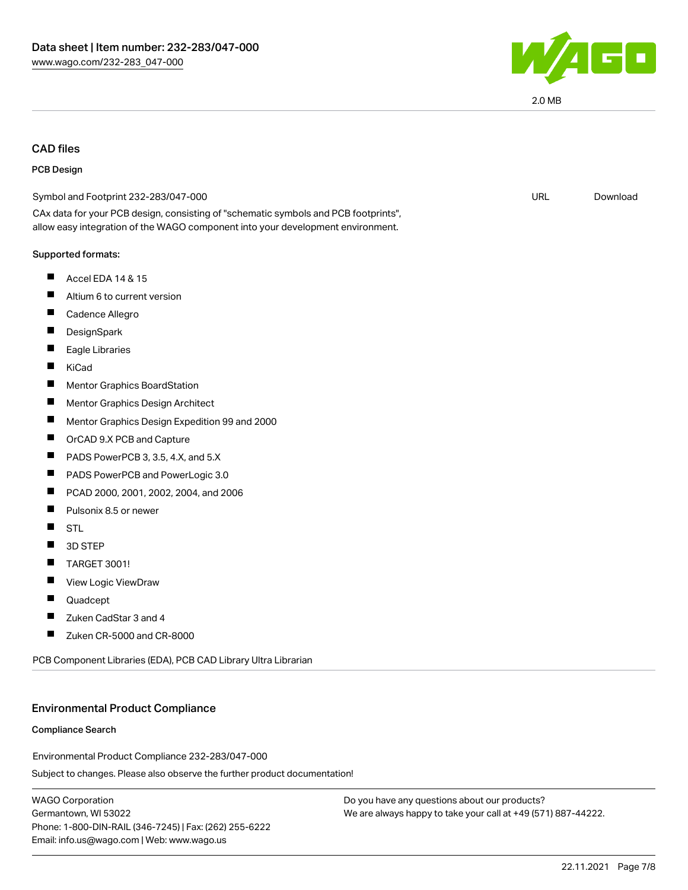2.0 MB

## CAD files

### PCB Design

Symbol and Footprint 232-283/047-000 URL Download

CAx data for your PCB design, consisting of "schematic symbols and PCB footprints", allow easy integration of the WAGO component into your development environment.

**Supported formats:**

- Accel EDA 14 & 15
- Altium 6 to current version
- Cadence Allegro
- DesignSpark
- Eagle Libraries
- KiCad
- Mentor Graphics BoardStation
- Mentor Graphics Design Architect
- Mentor Graphics Design Expedition 99 and 2000
- OrCAD 9.X PCB and Capture
- PADS PowerPCB 3, 3.5, 4.X, and 5.X
- PADS PowerPCB and PowerLogic 3.0
- PCAD 2000, 2001, 2002, 2004, and 2006
- Pulsonix 8.5 or newer
- STL
- 3D STEP
- TARGET 3001!
- View Logic ViewDraw
- Quadcept
- Zuken CadStar 3 and 4
- Zuken CR-5000 and CR-8000

PCB Component Libraries (EDA), PCB CAD Library Ultra Librarian

## Environmental Product Compliance

### Compliance Search

Environmental Product Compliance 232-283/047-000

Subject to changes. Please also observe the further product documentation!

WAGO Corporation
Germantown, WI 53022
Phone: 1-800-DIN-RAIL (346-7245) | Fax: (262) 255-6222
Email: info.us@wago.com | Web: www.wago.us

Do you have any questions about our products?
We are always happy to take your call at +49 (571) 887-44222.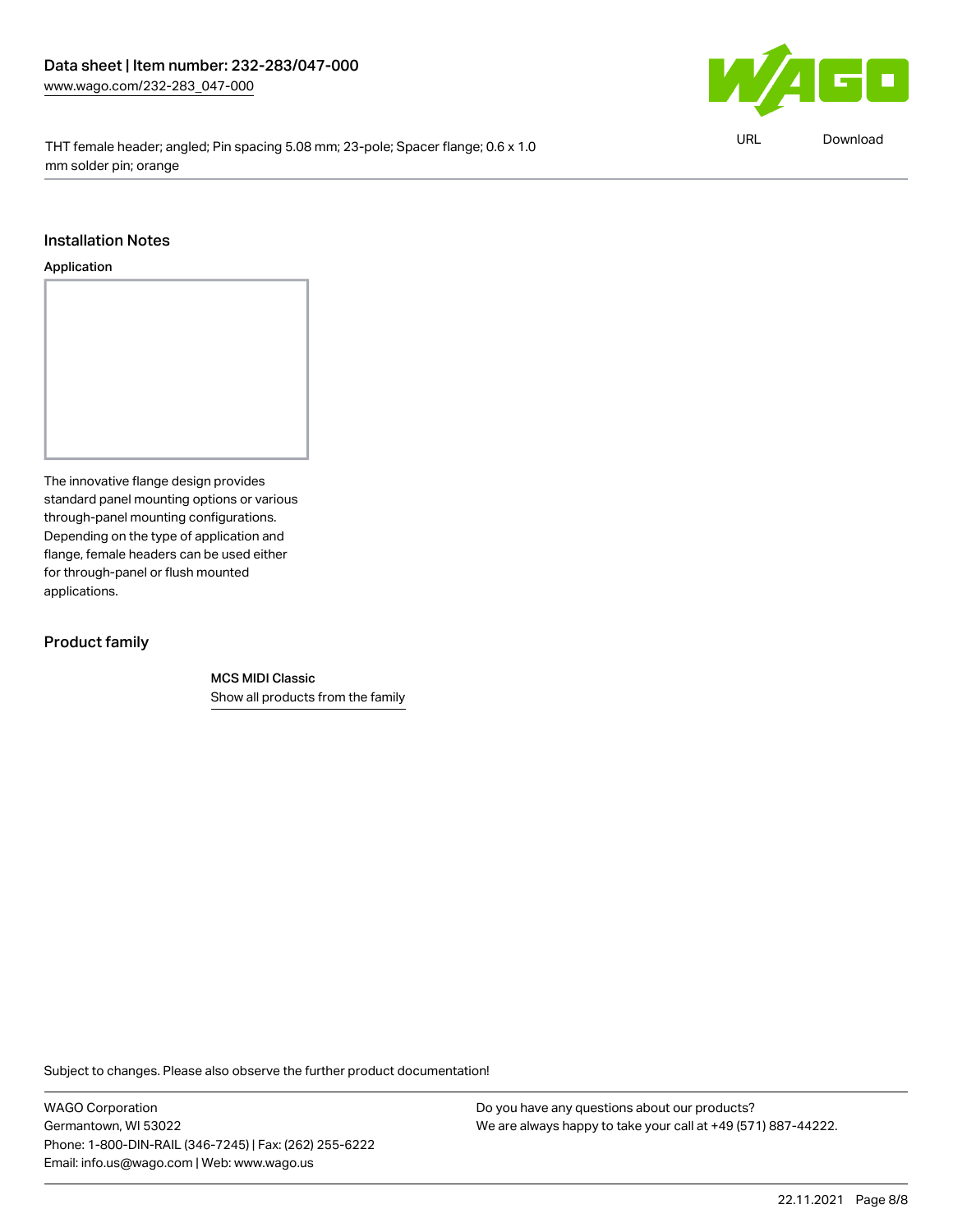# Data sheet | Item number: 232-283/047-000

www.wago.com/232-283_047-000

THT female header; angled; Pin spacing 5.08 mm; 23-pole; Spacer flange; 0.6 x 1.0 mm solder pin; orange

URL Download

## Installation Notes

### Application

The innovative flange design provides standard panel mounting options or various through-panel mounting configurations. Depending on the type of application and flange, female headers can be used either for through-panel or flush mounted applications.

## Product family

**MCS MIDI Classic**

Show all products from the family

Subject to changes. Please also observe the further product documentation!

WAGO Corporation
Germantown, WI 53022
Phone: 1-800-DIN-RAIL (346-7245) | Fax: (262) 255-6222
Email: info.us@wago.com | Web: www.wago.us

Do you have any questions about our products?
We are always happy to take your call at +49 (571) 887-44222.

22.11.2021